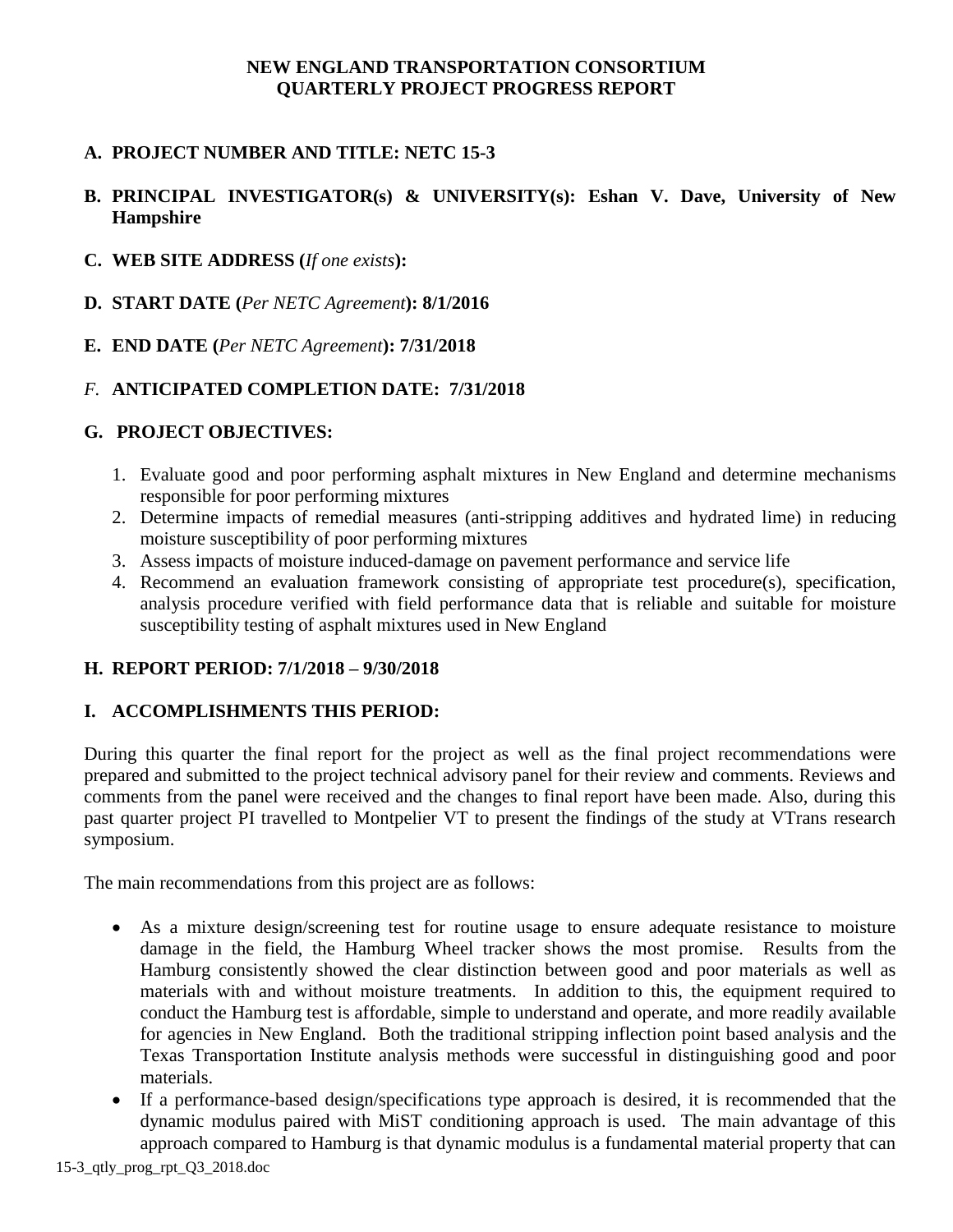# NEW ENGLAND TRANSPORTATION CONSORTIUM QUARTERLY PROJECT PROGRESS REPORT

**A. PROJECT NUMBER AND TITLE: NETC 15-3**

**B. PRINCIPAL INVESTIGATOR(s) & UNIVERSITY(s): Eshan V. Dave, University of New Hampshire**

**C. WEB SITE ADDRESS (*If one exists*):**

**D. START DATE (*Per NETC Agreement*): 8/1/2016**

**E. END DATE (*Per NETC Agreement*): 7/31/2018**

***F.* ANTICIPATED COMPLETION DATE: 7/31/2018**

**G. PROJECT OBJECTIVES:**

1. Evaluate good and poor performing asphalt mixtures in New England and determine mechanisms responsible for poor performing mixtures
2. Determine impacts of remedial measures (anti-stripping additives and hydrated lime) in reducing moisture susceptibility of poor performing mixtures
3. Assess impacts of moisture induced-damage on pavement performance and service life
4. Recommend an evaluation framework consisting of appropriate test procedure(s), specification, analysis procedure verified with field performance data that is reliable and suitable for moisture susceptibility testing of asphalt mixtures used in New England

**H. REPORT PERIOD: 7/1/2018 – 9/30/2018**

**I. ACCOMPLISHMENTS THIS PERIOD:**

During this quarter the final report for the project as well as the final project recommendations were prepared and submitted to the project technical advisory panel for their review and comments. Reviews and comments from the panel were received and the changes to final report have been made. Also, during this past quarter project PI travelled to Montpelier VT to present the findings of the study at VTrans research symposium.

The main recommendations from this project are as follows:

- As a mixture design/screening test for routine usage to ensure adequate resistance to moisture damage in the field, the Hamburg Wheel tracker shows the most promise. Results from the Hamburg consistently showed the clear distinction between good and poor materials as well as materials with and without moisture treatments. In addition to this, the equipment required to conduct the Hamburg test is affordable, simple to understand and operate, and more readily available for agencies in New England. Both the traditional stripping inflection point based analysis and the Texas Transportation Institute analysis methods were successful in distinguishing good and poor materials.
- If a performance-based design/specifications type approach is desired, it is recommended that the dynamic modulus paired with MiST conditioning approach is used. The main advantage of this approach compared to Hamburg is that dynamic modulus is a fundamental material property that can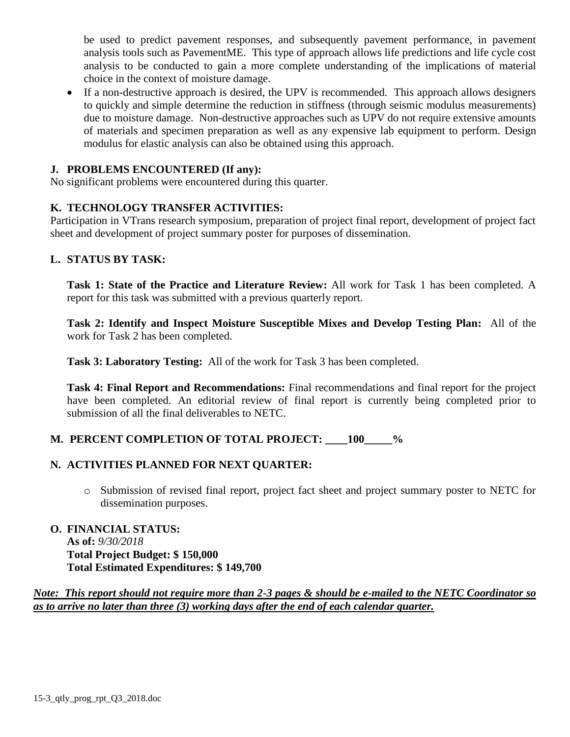be used to predict pavement responses, and subsequently pavement performance, in pavement analysis tools such as PavementME. This type of approach allows life predictions and life cycle cost analysis to be conducted to gain a more complete understanding of the implications of material choice in the context of moisture damage.

- If a non-destructive approach is desired, the UPV is recommended. This approach allows designers to quickly and simple determine the reduction in stiffness (through seismic modulus measurements) due to moisture damage. Non-destructive approaches such as UPV do not require extensive amounts of materials and specimen preparation as well as any expensive lab equipment to perform. Design modulus for elastic analysis can also be obtained using this approach.

**J. PROBLEMS ENCOUNTERED (If any):**

No significant problems were encountered during this quarter.

**K. TECHNOLOGY TRANSFER ACTIVITIES:**

Participation in VTrans research symposium, preparation of project final report, development of project fact sheet and development of project summary poster for purposes of dissemination.

**L. STATUS BY TASK:**

**Task 1: State of the Practice and Literature Review:** All work for Task 1 has been completed. A report for this task was submitted with a previous quarterly report.

**Task 2: Identify and Inspect Moisture Susceptible Mixes and Develop Testing Plan:** All of the work for Task 2 has been completed.

**Task 3: Laboratory Testing:** All of the work for Task 3 has been completed.

**Task 4: Final Report and Recommendations:** Final recommendations and final report for the project have been completed. An editorial review of final report is currently being completed prior to submission of all the final deliverables to NETC.

**M. PERCENT COMPLETION OF TOTAL PROJECT: ____100_____%**

**N. ACTIVITIES PLANNED FOR NEXT QUARTER:**

- Submission of revised final report, project fact sheet and project summary poster to NETC for dissemination purposes.

**O. FINANCIAL STATUS:**

**As of:** *9/30/2018*

**Total Project Budget: $ 150,000**

**Total Estimated Expenditures: $ 149,700**

***Note: This report should not require more than 2-3 pages & should be e-mailed to the NETC Coordinator so as to arrive no later than three (3) working days after the end of each calendar quarter.***

15-3_qtly_prog_rpt_Q3_2018.doc